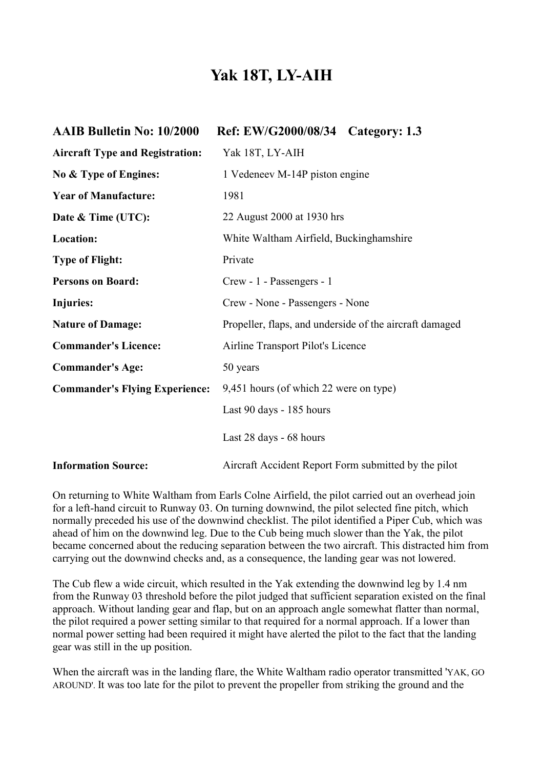# Yak 18T, LY-AIH

| | |
|---|---|
| **AAIB Bulletin No: 10/2000** | **Ref: EW/G2000/08/34 Category: 1.3** |
| **Aircraft Type and Registration:** | Yak 18T, LY-AIH |
| **No & Type of Engines:** | 1 Vedeneev M-14P piston engine |
| **Year of Manufacture:** | 1981 |
| **Date & Time (UTC):** | 22 August 2000 at 1930 hrs |
| **Location:** | White Waltham Airfield, Buckinghamshire |
| **Type of Flight:** | Private |
| **Persons on Board:** | Crew - 1 - Passengers - 1 |
| **Injuries:** | Crew - None - Passengers - None |
| **Nature of Damage:** | Propeller, flaps, and underside of the aircraft damaged |
| **Commander's Licence:** | Airline Transport Pilot's Licence |
| **Commander's Age:** | 50 years |
| **Commander's Flying Experience:** | 9,451 hours (of which 22 were on type) |
| | Last 90 days - 185 hours |
| | Last 28 days - 68 hours |
| **Information Source:** | Aircraft Accident Report Form submitted by the pilot |

On returning to White Waltham from Earls Colne Airfield, the pilot carried out an overhead join for a left-hand circuit to Runway 03. On turning downwind, the pilot selected fine pitch, which normally preceded his use of the downwind checklist. The pilot identified a Piper Cub, which was ahead of him on the downwind leg. Due to the Cub being much slower than the Yak, the pilot became concerned about the reducing separation between the two aircraft. This distracted him from carrying out the downwind checks and, as a consequence, the landing gear was not lowered.

The Cub flew a wide circuit, which resulted in the Yak extending the downwind leg by 1.4 nm from the Runway 03 threshold before the pilot judged that sufficient separation existed on the final approach. Without landing gear and flap, but on an approach angle somewhat flatter than normal, the pilot required a power setting similar to that required for a normal approach. If a lower than normal power setting had been required it might have alerted the pilot to the fact that the landing gear was still in the up position.

When the aircraft was in the landing flare, the White Waltham radio operator transmitted 'YAK, GO AROUND'. It was too late for the pilot to prevent the propeller from striking the ground and the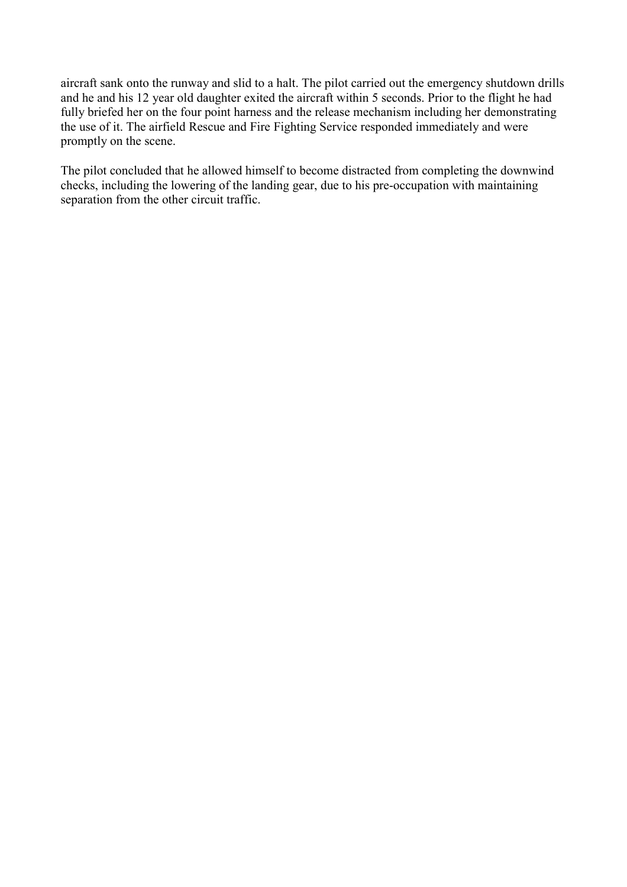aircraft sank onto the runway and slid to a halt. The pilot carried out the emergency shutdown drills and he and his 12 year old daughter exited the aircraft within 5 seconds. Prior to the flight he had fully briefed her on the four point harness and the release mechanism including her demonstrating the use of it. The airfield Rescue and Fire Fighting Service responded immediately and were promptly on the scene.

The pilot concluded that he allowed himself to become distracted from completing the downwind checks, including the lowering of the landing gear, due to his pre-occupation with maintaining separation from the other circuit traffic.